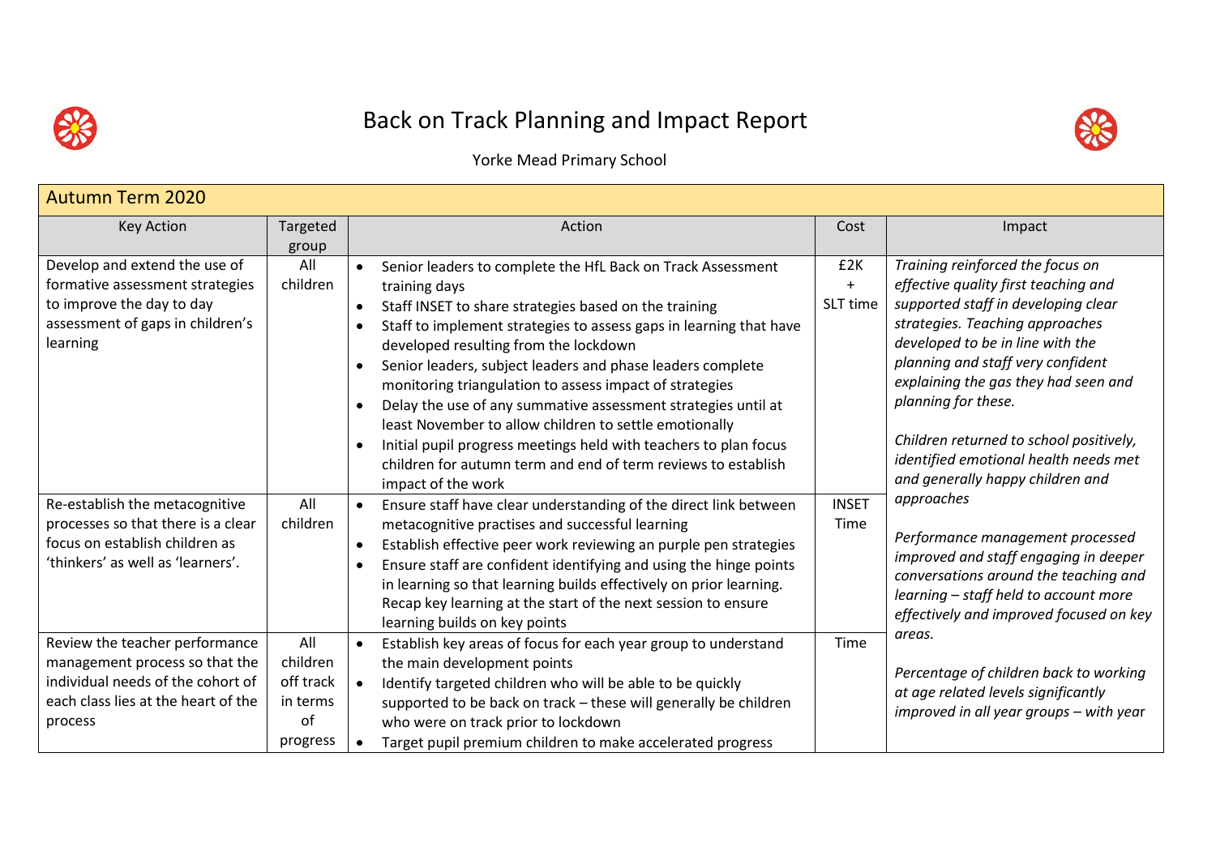# Back on Track Planning and Impact Report

Yorke Mead Primary School

| Autumn Term 2020 | | | | |
|---|---|---|---|---|
| **Key Action** | **Targeted group** | **Action** | **Cost** | **Impact** |
| Develop and extend the use of formative assessment strategies to improve the day to day assessment of gaps in children's learning | All children | • Senior leaders to complete the HfL Back on Track Assessment training days<br>• Staff INSET to share strategies based on the training<br>• Staff to implement strategies to assess gaps in learning that have developed resulting from the lockdown<br>• Senior leaders, subject leaders and phase leaders complete monitoring triangulation to assess impact of strategies<br>• Delay the use of any summative assessment strategies until at least November to allow children to settle emotionally<br>• Initial pupil progress meetings held with teachers to plan focus children for autumn term and end of term reviews to establish impact of the work | £2K + SLT time | *Training reinforced the focus on effective quality first teaching and supported staff in developing clear strategies. Teaching approaches developed to be in line with the planning and staff very confident explaining the gas they had seen and planning for these.*<br><br>*Children returned to school positively, identified emotional health needs met and generally happy children and approaches*<br><br>*Performance management processed improved and staff engaging in deeper conversations around the teaching and learning – staff held to account more effectively and improved focused on key areas.*<br><br>*Percentage of children back to working at age related levels significantly improved in all year groups – with year* |
| Re-establish the metacognitive processes so that there is a clear focus on establish children as 'thinkers' as well as 'learners'. | All children | • Ensure staff have clear understanding of the direct link between metacognitive practises and successful learning<br>• Establish effective peer work reviewing an purple pen strategies<br>• Ensure staff are confident identifying and using the hinge points in learning so that learning builds effectively on prior learning. Recap key learning at the start of the next session to ensure learning builds on key points | INSET Time | |
| Review the teacher performance management process so that the individual needs of the cohort of each class lies at the heart of the process | All children off track in terms of progress | • Establish key areas of focus for each year group to understand the main development points<br>• Identify targeted children who will be able to be quickly supported to be back on track – these will generally be children who were on track prior to lockdown<br>• Target pupil premium children to make accelerated progress | Time | |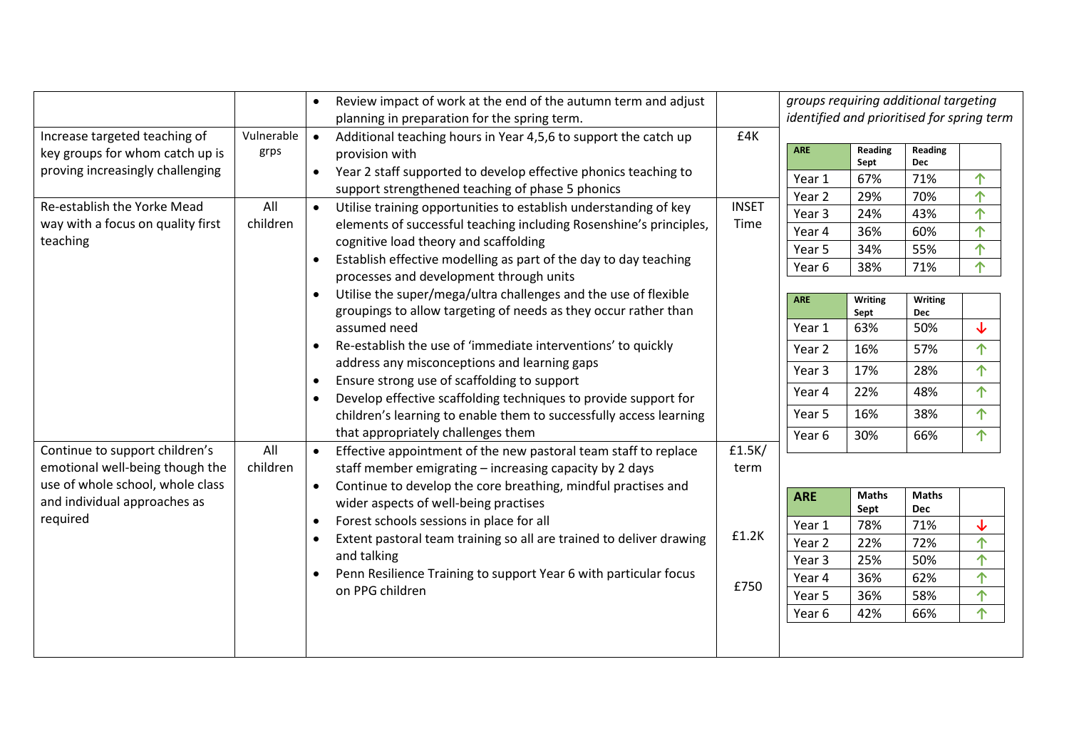| | | | | |
|---|---|---|---|---|
| | | • Review impact of work at the end of the autumn term and adjust planning in preparation for the spring term. | | *groups requiring additional targeting identified and prioritised for spring term* |
| Increase targeted teaching of key groups for whom catch up is proving increasingly challenging | Vulnerable grps | • Additional teaching hours in Year 4,5,6 to support the catch up provision with<br>• Year 2 staff supported to develop effective phonics teaching to support strengthened teaching of phase 5 phonics | £4K | |
| Re-establish the Yorke Mead way with a focus on quality first teaching | All children | • Utilise training opportunities to establish understanding of key elements of successful teaching including Rosenshine's principles, cognitive load theory and scaffolding<br>• Establish effective modelling as part of the day to day teaching processes and development through units<br>• Utilise the super/mega/ultra challenges and the use of flexible groupings to allow targeting of needs as they occur rather than assumed need<br>• Re-establish the use of 'immediate interventions' to quickly address any misconceptions and learning gaps<br>• Ensure strong use of scaffolding to support<br>• Develop effective scaffolding techniques to provide support for children's learning to enable them to successfully access learning that appropriately challenges them | INSET Time | |
| Continue to support children's emotional well-being though the use of whole school, whole class and individual approaches as required | All children | • Effective appointment of the new pastoral team staff to replace staff member emigrating – increasing capacity by 2 days<br>• Continue to develop the core breathing, mindful practises and wider aspects of well-being practises<br>• Forest schools sessions in place for all<br>• Extent pastoral team training so all are trained to deliver drawing and talking<br>• Penn Resilience Training to support Year 6 with particular focus on PPG children | £1.5K/ term<br><br>£1.2K<br><br>£750 | |

| ARE | Reading Sept | Reading Dec | |
|---|---|---|---|
| Year 1 | 67% | 71% | ↑ |
| Year 2 | 29% | 70% | ↑ |
| Year 3 | 24% | 43% | ↑ |
| Year 4 | 36% | 60% | ↑ |
| Year 5 | 34% | 55% | ↑ |
| Year 6 | 38% | 71% | ↑ |

| ARE | Writing Sept | Writing Dec | |
|---|---|---|---|
| Year 1 | 63% | 50% | ↓ |
| Year 2 | 16% | 57% | ↑ |
| Year 3 | 17% | 28% | ↑ |
| Year 4 | 22% | 48% | ↑ |
| Year 5 | 16% | 38% | ↑ |
| Year 6 | 30% | 66% | ↑ |

| ARE | Maths Sept | Maths Dec | |
|---|---|---|---|
| Year 1 | 78% | 71% | ↓ |
| Year 2 | 22% | 72% | ↑ |
| Year 3 | 25% | 50% | ↑ |
| Year 4 | 36% | 62% | ↑ |
| Year 5 | 36% | 58% | ↑ |
| Year 6 | 42% | 66% | ↑ |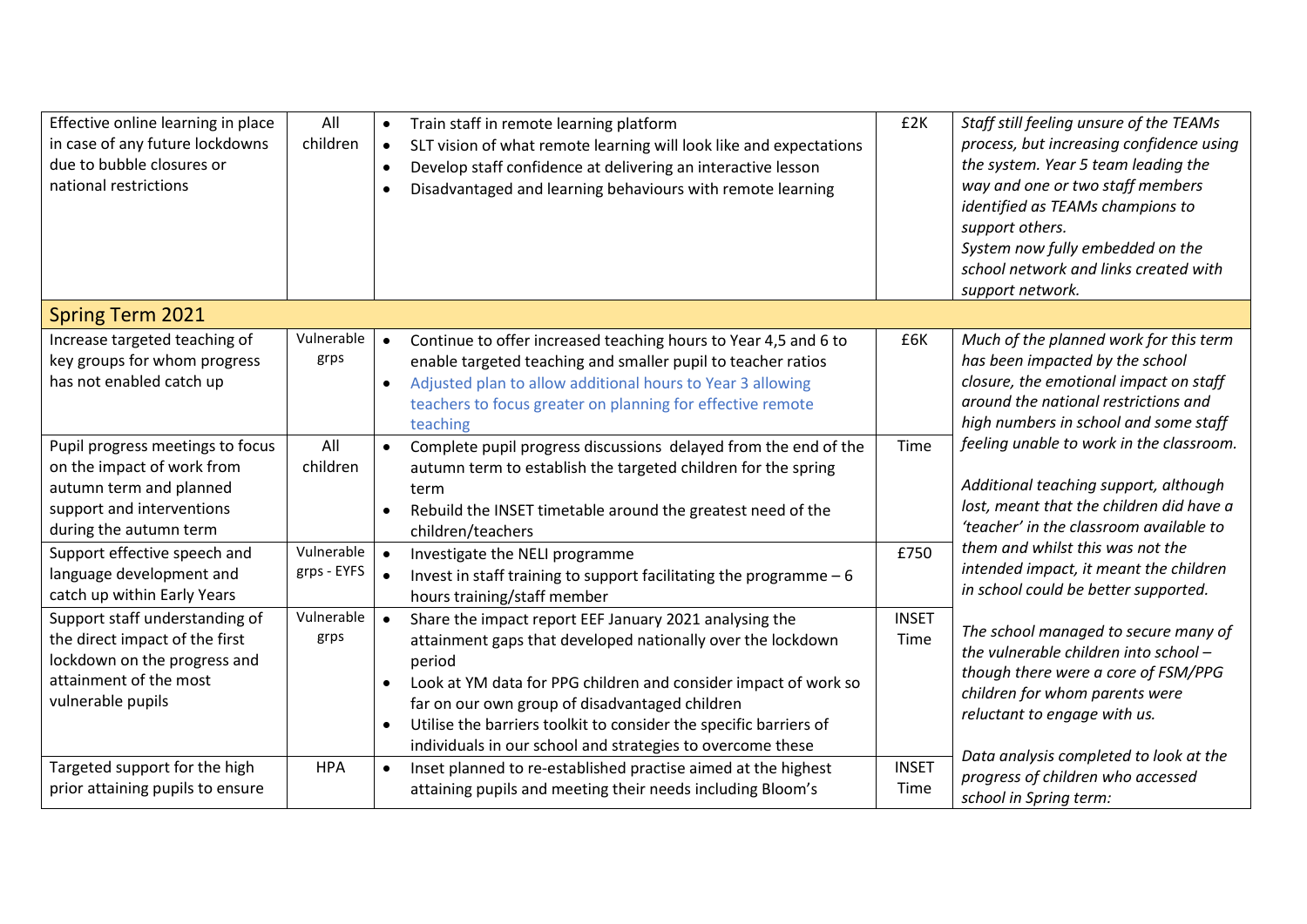| | | | | |
|---|---|---|---|---|
| Effective online learning in place in case of any future lockdowns due to bubble closures or national restrictions | All children | • Train staff in remote learning platform<br>• SLT vision of what remote learning will look like and expectations<br>• Develop staff confidence at delivering an interactive lesson<br>• Disadvantaged and learning behaviours with remote learning | £2K | *Staff still feeling unsure of the TEAMs process, but increasing confidence using the system. Year 5 team leading the way and one or two staff members identified as TEAMs champions to support others.*<br>*System now fully embedded on the school network and links created with support network.* |
| **Spring Term 2021** | | | | |
| Increase targeted teaching of key groups for whom progress has not enabled catch up | Vulnerable grps | • Continue to offer increased teaching hours to Year 4,5 and 6 to enable targeted teaching and smaller pupil to teacher ratios<br>• Adjusted plan to allow additional hours to Year 3 allowing teachers to focus greater on planning for effective remote teaching | £6K | *Much of the planned work for this term has been impacted by the school closure, the emotional impact on staff around the national restrictions and high numbers in school and some staff feeling unable to work in the classroom.*<br><br>*Additional teaching support, although lost, meant that the children did have a 'teacher' in the classroom available to them and whilst this was not the intended impact, it meant the children in school could be better supported.*<br><br>*The school managed to secure many of the vulnerable children into school – though there were a core of FSM/PPG children for whom parents were reluctant to engage with us.*<br><br>*Data analysis completed to look at the progress of children who accessed school in Spring term:* |
| Pupil progress meetings to focus on the impact of work from autumn term and planned support and interventions during the autumn term | All children | • Complete pupil progress discussions delayed from the end of the autumn term to establish the targeted children for the spring term<br>• Rebuild the INSET timetable around the greatest need of the children/teachers | Time | |
| Support effective speech and language development and catch up within Early Years | Vulnerable grps - EYFS | • Investigate the NELI programme<br>• Invest in staff training to support facilitating the programme – 6 hours training/staff member | £750 | |
| Support staff understanding of the direct impact of the first lockdown on the progress and attainment of the most vulnerable pupils | Vulnerable grps | • Share the impact report EEF January 2021 analysing the attainment gaps that developed nationally over the lockdown period<br>• Look at YM data for PPG children and consider impact of work so far on our own group of disadvantaged children<br>• Utilise the barriers toolkit to consider the specific barriers of individuals in our school and strategies to overcome these | INSET Time | |
| Targeted support for the high prior attaining pupils to ensure | HPA | • Inset planned to re-established practise aimed at the highest attaining pupils and meeting their needs including Bloom's | INSET Time | |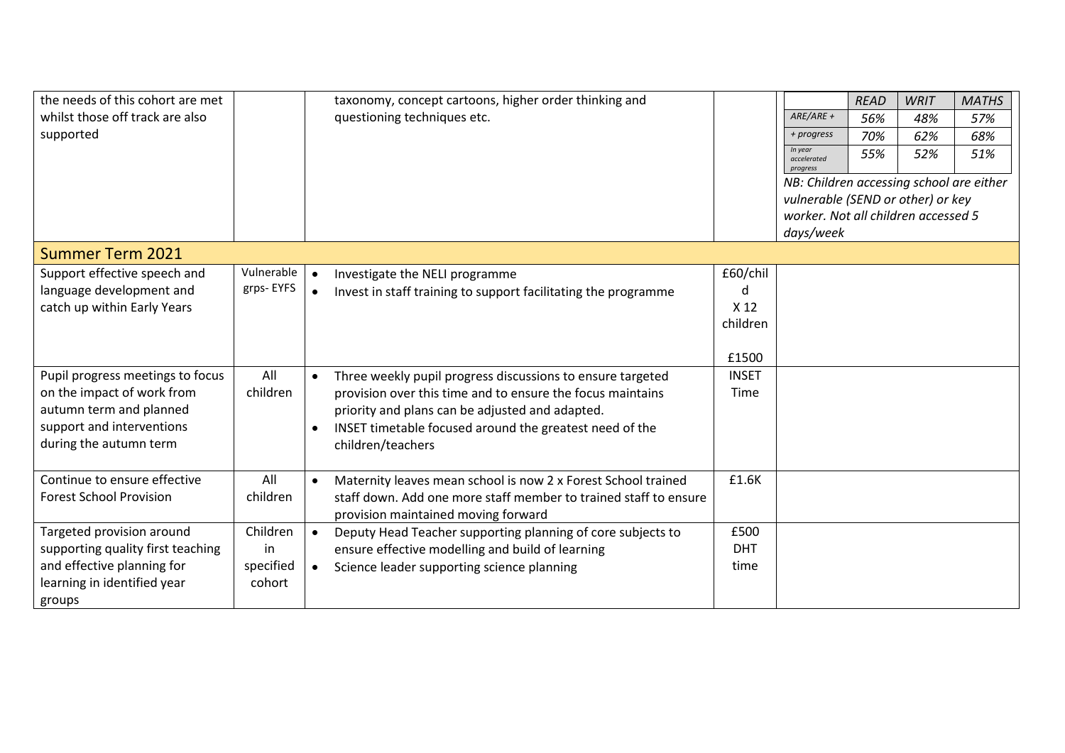| | | | | |
|---|---|---|---|---|
| the needs of this cohort are met whilst those off track are also supported | | taxonomy, concept cartoons, higher order thinking and questioning techniques etc. | | <table><tr><td></td><td>*READ*</td><td>*WRIT*</td><td>*MATHS*</td></tr><tr><td>*ARE/ARE +*</td><td>*56%*</td><td>*48%*</td><td>*57%*</td></tr><tr><td>*+ progress*</td><td>*70%*</td><td>*62%*</td><td>*68%*</td></tr><tr><td>*In year accelerated progress*</td><td>*55%*</td><td>*52%*</td><td>*51%*</td></tr></table> *NB: Children accessing school are either vulnerable (SEND or other) or key worker. Not all children accessed 5 days/week* |
| **Summer Term 2021** | | | | |
| Support effective speech and language development and catch up within Early Years | Vulnerable grps- EYFS | • Investigate the NELI programme<br>• Invest in staff training to support facilitating the programme | £60/child X 12 children<br><br>£1500 | |
| Pupil progress meetings to focus on the impact of work from autumn term and planned support and interventions during the autumn term | All children | • Three weekly pupil progress discussions to ensure targeted provision over this time and to ensure the focus maintains priority and plans can be adjusted and adapted.<br>• INSET timetable focused around the greatest need of the children/teachers | INSET Time | |
| Continue to ensure effective Forest School Provision | All children | • Maternity leaves mean school is now 2 x Forest School trained staff down. Add one more staff member to trained staff to ensure provision maintained moving forward | £1.6K | |
| Targeted provision around supporting quality first teaching and effective planning for learning in identified year groups | Children in specified cohort | • Deputy Head Teacher supporting planning of core subjects to ensure effective modelling and build of learning<br>• Science leader supporting science planning | £500 DHT time | |